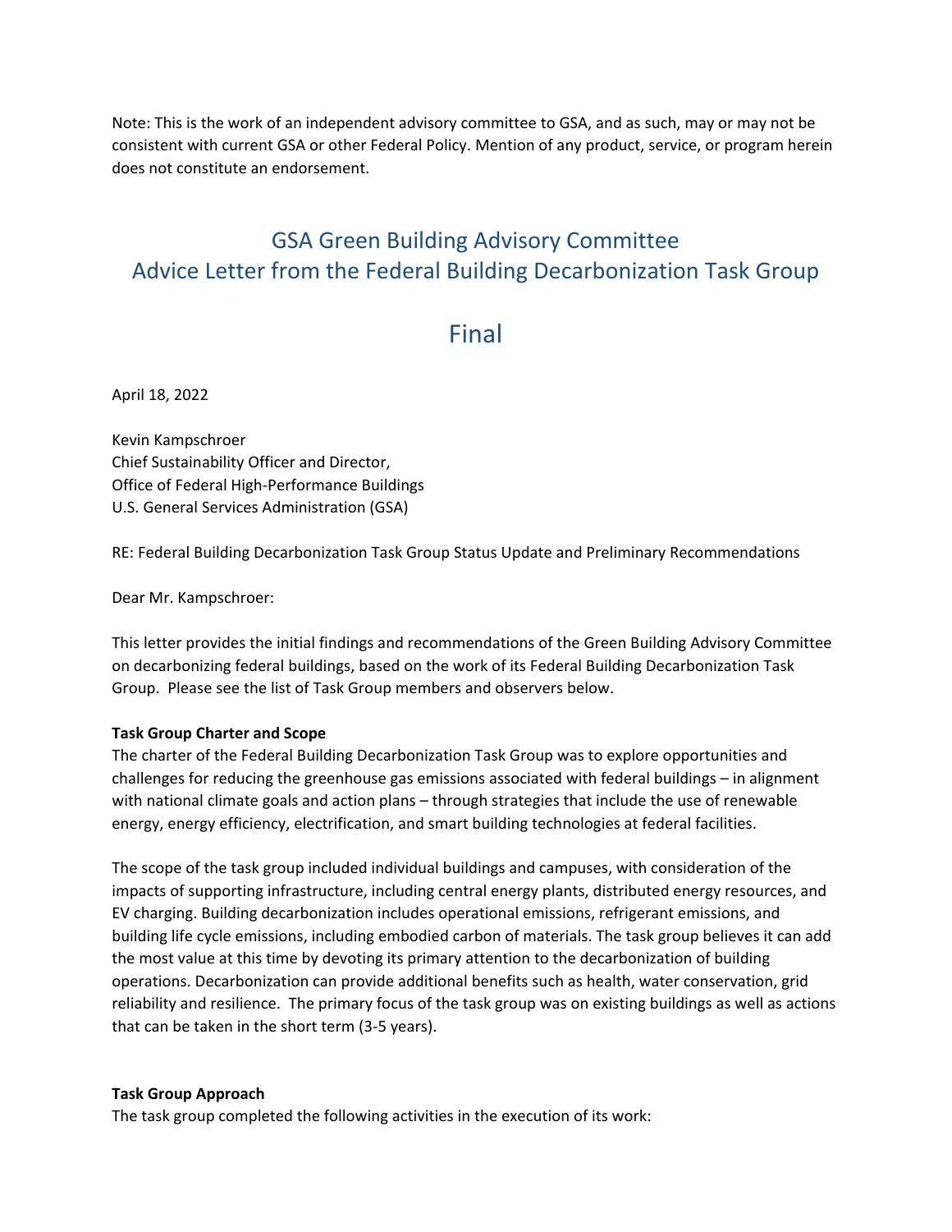Note: This is the work of an independent advisory committee to GSA, and as such, may or may not be consistent with current GSA or other Federal Policy. Mention of any product, service, or program herein does not constitute an endorsement.

# GSA Green Building Advisory Committee
# Advice Letter from the Federal Building Decarbonization Task Group

# Final

April 18, 2022

Kevin Kampschroer
Chief Sustainability Officer and Director,
Office of Federal High-Performance Buildings
U.S. General Services Administration (GSA)

RE: Federal Building Decarbonization Task Group Status Update and Preliminary Recommendations

Dear Mr. Kampschroer:

This letter provides the initial findings and recommendations of the Green Building Advisory Committee on decarbonizing federal buildings, based on the work of its Federal Building Decarbonization Task Group. Please see the list of Task Group members and observers below.

**Task Group Charter and Scope**

The charter of the Federal Building Decarbonization Task Group was to explore opportunities and challenges for reducing the greenhouse gas emissions associated with federal buildings – in alignment with national climate goals and action plans – through strategies that include the use of renewable energy, energy efficiency, electrification, and smart building technologies at federal facilities.

The scope of the task group included individual buildings and campuses, with consideration of the impacts of supporting infrastructure, including central energy plants, distributed energy resources, and EV charging. Building decarbonization includes operational emissions, refrigerant emissions, and building life cycle emissions, including embodied carbon of materials. The task group believes it can add the most value at this time by devoting its primary attention to the decarbonization of building operations. Decarbonization can provide additional benefits such as health, water conservation, grid reliability and resilience. The primary focus of the task group was on existing buildings as well as actions that can be taken in the short term (3-5 years).

**Task Group Approach**

The task group completed the following activities in the execution of its work: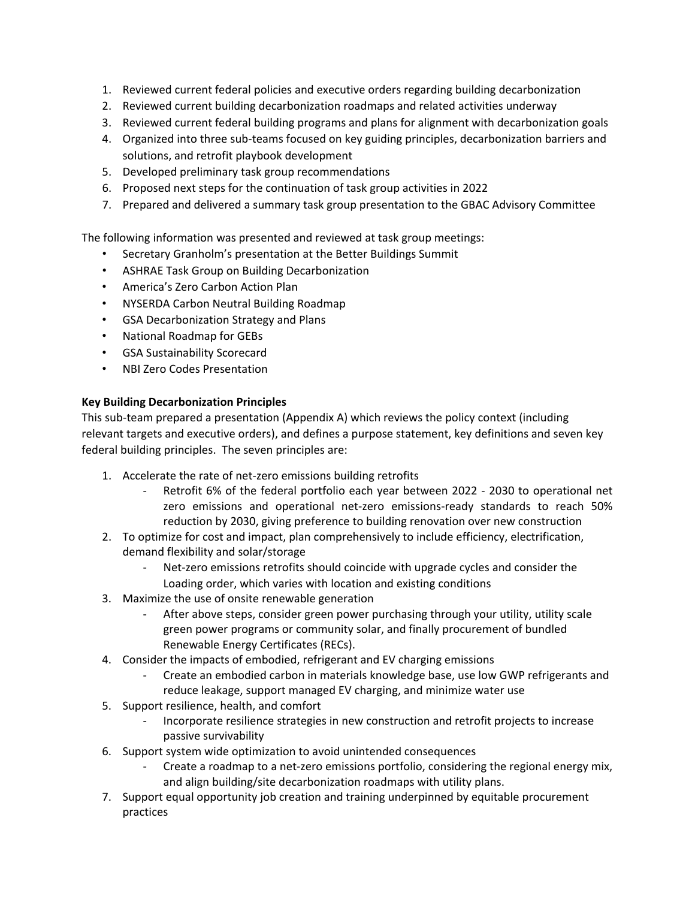1. Reviewed current federal policies and executive orders regarding building decarbonization
2. Reviewed current building decarbonization roadmaps and related activities underway
3. Reviewed current federal building programs and plans for alignment with decarbonization goals
4. Organized into three sub-teams focused on key guiding principles, decarbonization barriers and solutions, and retrofit playbook development
5. Developed preliminary task group recommendations
6. Proposed next steps for the continuation of task group activities in 2022
7. Prepared and delivered a summary task group presentation to the GBAC Advisory Committee

The following information was presented and reviewed at task group meetings:

- Secretary Granholm's presentation at the Better Buildings Summit
- ASHRAE Task Group on Building Decarbonization
- America's Zero Carbon Action Plan
- NYSERDA Carbon Neutral Building Roadmap
- GSA Decarbonization Strategy and Plans
- National Roadmap for GEBs
- GSA Sustainability Scorecard
- NBI Zero Codes Presentation

**Key Building Decarbonization Principles**

This sub-team prepared a presentation (Appendix A) which reviews the policy context (including relevant targets and executive orders), and defines a purpose statement, key definitions and seven key federal building principles. The seven principles are:

1. Accelerate the rate of net-zero emissions building retrofits
    - Retrofit 6% of the federal portfolio each year between 2022 - 2030 to operational net zero emissions and operational net-zero emissions-ready standards to reach 50% reduction by 2030, giving preference to building renovation over new construction
2. To optimize for cost and impact, plan comprehensively to include efficiency, electrification, demand flexibility and solar/storage
    - Net-zero emissions retrofits should coincide with upgrade cycles and consider the Loading order, which varies with location and existing conditions
3. Maximize the use of onsite renewable generation
    - After above steps, consider green power purchasing through your utility, utility scale green power programs or community solar, and finally procurement of bundled Renewable Energy Certificates (RECs).
4. Consider the impacts of embodied, refrigerant and EV charging emissions
    - Create an embodied carbon in materials knowledge base, use low GWP refrigerants and reduce leakage, support managed EV charging, and minimize water use
5. Support resilience, health, and comfort
    - Incorporate resilience strategies in new construction and retrofit projects to increase passive survivability
6. Support system wide optimization to avoid unintended consequences
    - Create a roadmap to a net-zero emissions portfolio, considering the regional energy mix, and align building/site decarbonization roadmaps with utility plans.
7. Support equal opportunity job creation and training underpinned by equitable procurement practices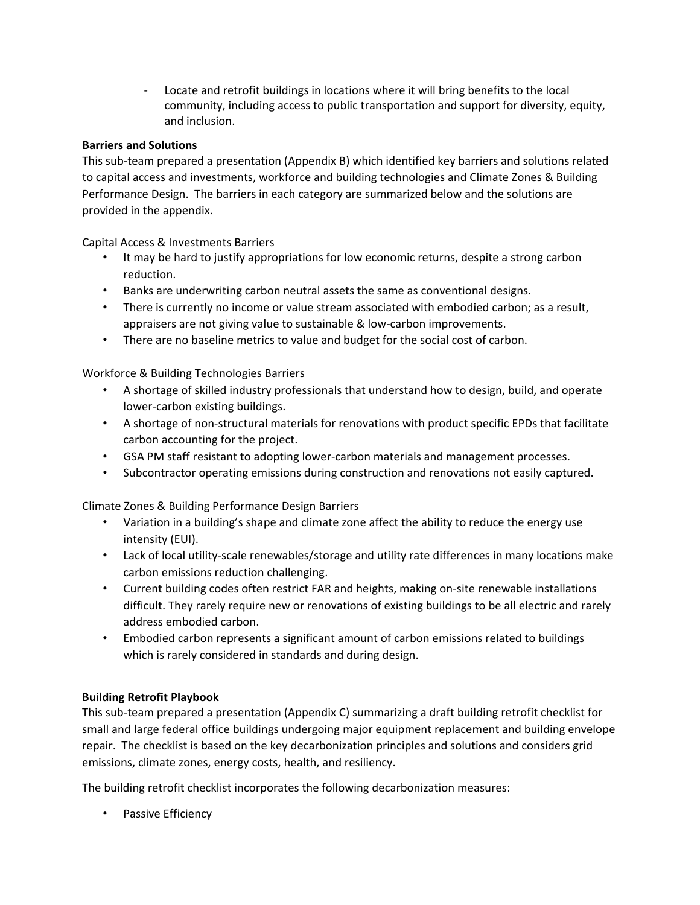- Locate and retrofit buildings in locations where it will bring benefits to the local community, including access to public transportation and support for diversity, equity, and inclusion.

**Barriers and Solutions**

This sub-team prepared a presentation (Appendix B) which identified key barriers and solutions related to capital access and investments, workforce and building technologies and Climate Zones & Building Performance Design. The barriers in each category are summarized below and the solutions are provided in the appendix.

Capital Access & Investments Barriers

- It may be hard to justify appropriations for low economic returns, despite a strong carbon reduction.
- Banks are underwriting carbon neutral assets the same as conventional designs.
- There is currently no income or value stream associated with embodied carbon; as a result, appraisers are not giving value to sustainable & low-carbon improvements.
- There are no baseline metrics to value and budget for the social cost of carbon.

Workforce & Building Technologies Barriers

- A shortage of skilled industry professionals that understand how to design, build, and operate lower-carbon existing buildings.
- A shortage of non-structural materials for renovations with product specific EPDs that facilitate carbon accounting for the project.
- GSA PM staff resistant to adopting lower-carbon materials and management processes.
- Subcontractor operating emissions during construction and renovations not easily captured.

Climate Zones & Building Performance Design Barriers

- Variation in a building's shape and climate zone affect the ability to reduce the energy use intensity (EUI).
- Lack of local utility-scale renewables/storage and utility rate differences in many locations make carbon emissions reduction challenging.
- Current building codes often restrict FAR and heights, making on-site renewable installations difficult. They rarely require new or renovations of existing buildings to be all electric and rarely address embodied carbon.
- Embodied carbon represents a significant amount of carbon emissions related to buildings which is rarely considered in standards and during design.

**Building Retrofit Playbook**

This sub-team prepared a presentation (Appendix C) summarizing a draft building retrofit checklist for small and large federal office buildings undergoing major equipment replacement and building envelope repair. The checklist is based on the key decarbonization principles and solutions and considers grid emissions, climate zones, energy costs, health, and resiliency.

The building retrofit checklist incorporates the following decarbonization measures:

- Passive Efficiency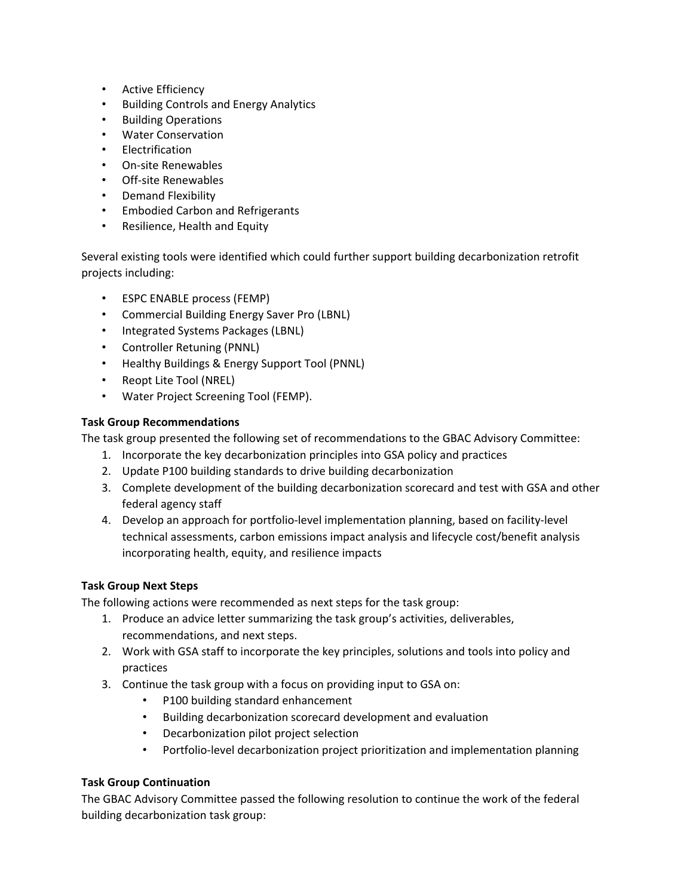- Active Efficiency
- Building Controls and Energy Analytics
- Building Operations
- Water Conservation
- Electrification
- On-site Renewables
- Off-site Renewables
- Demand Flexibility
- Embodied Carbon and Refrigerants
- Resilience, Health and Equity

Several existing tools were identified which could further support building decarbonization retrofit projects including:

- ESPC ENABLE process (FEMP)
- Commercial Building Energy Saver Pro (LBNL)
- Integrated Systems Packages (LBNL)
- Controller Retuning (PNNL)
- Healthy Buildings & Energy Support Tool (PNNL)
- Reopt Lite Tool (NREL)
- Water Project Screening Tool (FEMP).

**Task Group Recommendations**

The task group presented the following set of recommendations to the GBAC Advisory Committee:

1. Incorporate the key decarbonization principles into GSA policy and practices
2. Update P100 building standards to drive building decarbonization
3. Complete development of the building decarbonization scorecard and test with GSA and other federal agency staff
4. Develop an approach for portfolio-level implementation planning, based on facility-level technical assessments, carbon emissions impact analysis and lifecycle cost/benefit analysis incorporating health, equity, and resilience impacts

**Task Group Next Steps**

The following actions were recommended as next steps for the task group:

1. Produce an advice letter summarizing the task group's activities, deliverables, recommendations, and next steps.
2. Work with GSA staff to incorporate the key principles, solutions and tools into policy and practices
3. Continue the task group with a focus on providing input to GSA on:
   - P100 building standard enhancement
   - Building decarbonization scorecard development and evaluation
   - Decarbonization pilot project selection
   - Portfolio-level decarbonization project prioritization and implementation planning

**Task Group Continuation**

The GBAC Advisory Committee passed the following resolution to continue the work of the federal building decarbonization task group: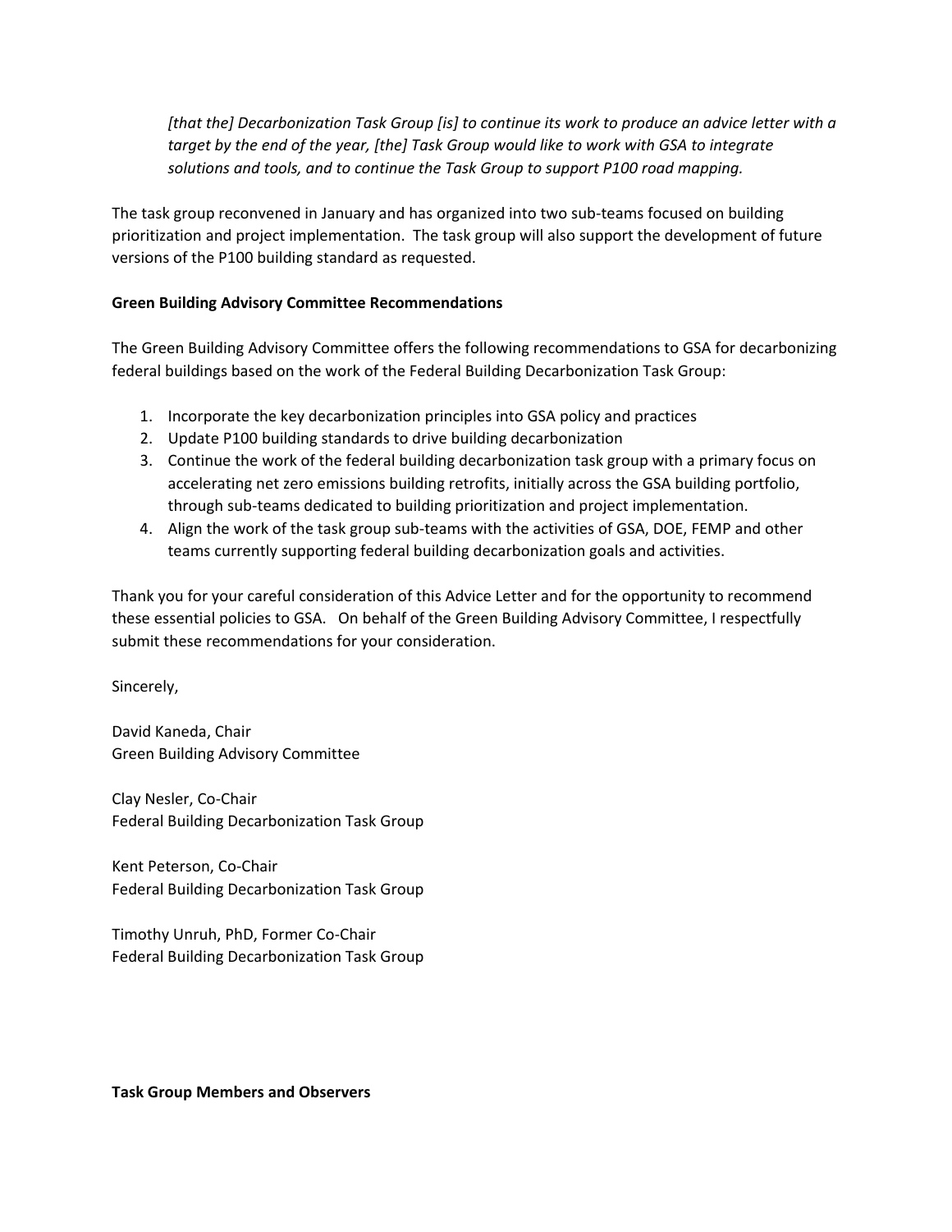*[that the] Decarbonization Task Group [is] to continue its work to produce an advice letter with a target by the end of the year, [the] Task Group would like to work with GSA to integrate solutions and tools, and to continue the Task Group to support P100 road mapping.*

The task group reconvened in January and has organized into two sub-teams focused on building prioritization and project implementation. The task group will also support the development of future versions of the P100 building standard as requested.

**Green Building Advisory Committee Recommendations**

The Green Building Advisory Committee offers the following recommendations to GSA for decarbonizing federal buildings based on the work of the Federal Building Decarbonization Task Group:

1. Incorporate the key decarbonization principles into GSA policy and practices
2. Update P100 building standards to drive building decarbonization
3. Continue the work of the federal building decarbonization task group with a primary focus on accelerating net zero emissions building retrofits, initially across the GSA building portfolio, through sub-teams dedicated to building prioritization and project implementation.
4. Align the work of the task group sub-teams with the activities of GSA, DOE, FEMP and other teams currently supporting federal building decarbonization goals and activities.

Thank you for your careful consideration of this Advice Letter and for the opportunity to recommend these essential policies to GSA. On behalf of the Green Building Advisory Committee, I respectfully submit these recommendations for your consideration.

Sincerely,

David Kaneda, Chair
Green Building Advisory Committee

Clay Nesler, Co-Chair
Federal Building Decarbonization Task Group

Kent Peterson, Co-Chair
Federal Building Decarbonization Task Group

Timothy Unruh, PhD, Former Co-Chair
Federal Building Decarbonization Task Group

**Task Group Members and Observers**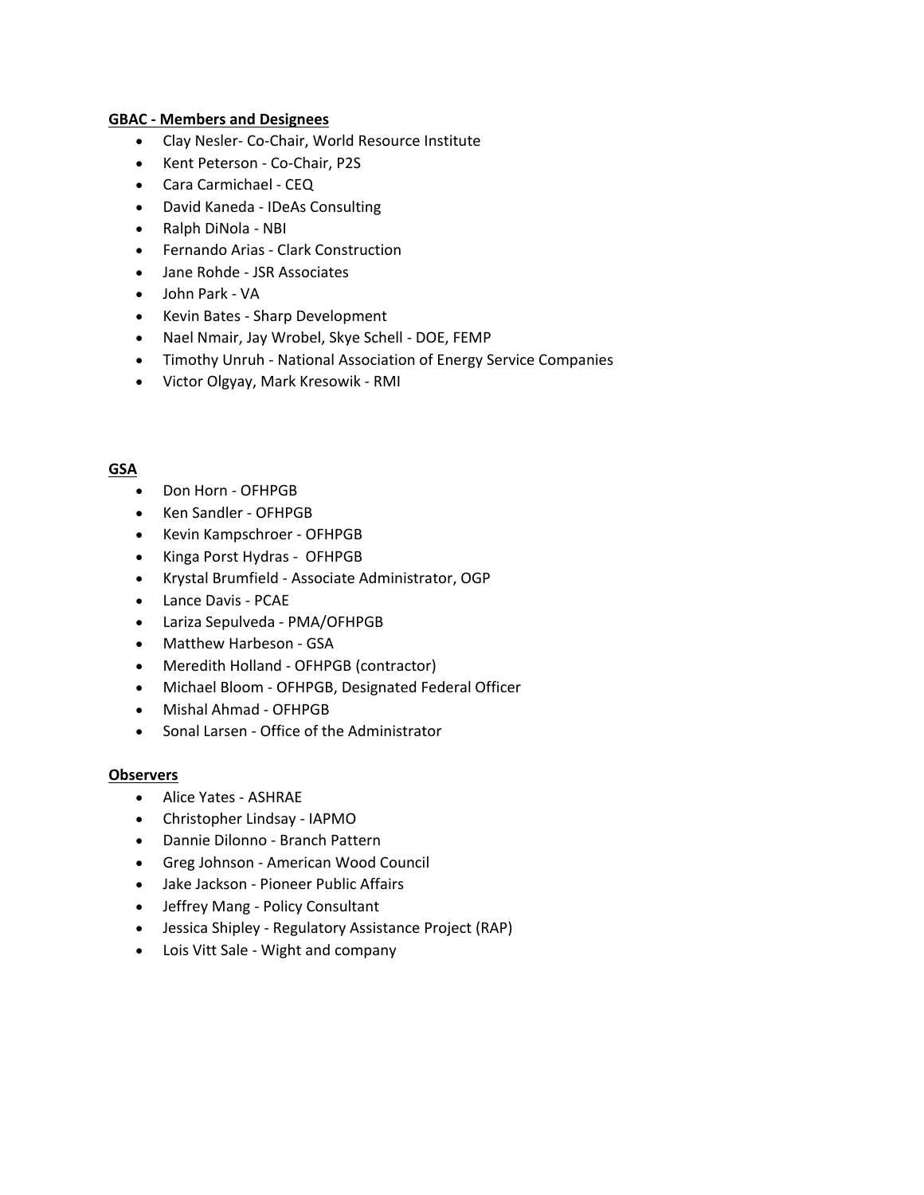**GBAC - Members and Designees**

- Clay Nesler- Co-Chair, World Resource Institute
- Kent Peterson - Co-Chair, P2S
- Cara Carmichael - CEQ
- David Kaneda - IDeAs Consulting
- Ralph DiNola - NBI
- Fernando Arias - Clark Construction
- Jane Rohde - JSR Associates
- John Park - VA
- Kevin Bates - Sharp Development
- Nael Nmair, Jay Wrobel, Skye Schell - DOE, FEMP
- Timothy Unruh - National Association of Energy Service Companies
- Victor Olgyay, Mark Kresowik - RMI

**GSA**

- Don Horn - OFHPGB
- Ken Sandler - OFHPGB
- Kevin Kampschroer - OFHPGB
- Kinga Porst Hydras - OFHPGB
- Krystal Brumfield - Associate Administrator, OGP
- Lance Davis - PCAE
- Lariza Sepulveda - PMA/OFHPGB
- Matthew Harbeson - GSA
- Meredith Holland - OFHPGB (contractor)
- Michael Bloom - OFHPGB, Designated Federal Officer
- Mishal Ahmad - OFHPGB
- Sonal Larsen - Office of the Administrator

**Observers**

- Alice Yates - ASHRAE
- Christopher Lindsay - IAPMO
- Dannie Dilonno - Branch Pattern
- Greg Johnson - American Wood Council
- Jake Jackson - Pioneer Public Affairs
- Jeffrey Mang - Policy Consultant
- Jessica Shipley - Regulatory Assistance Project (RAP)
- Lois Vitt Sale - Wight and company